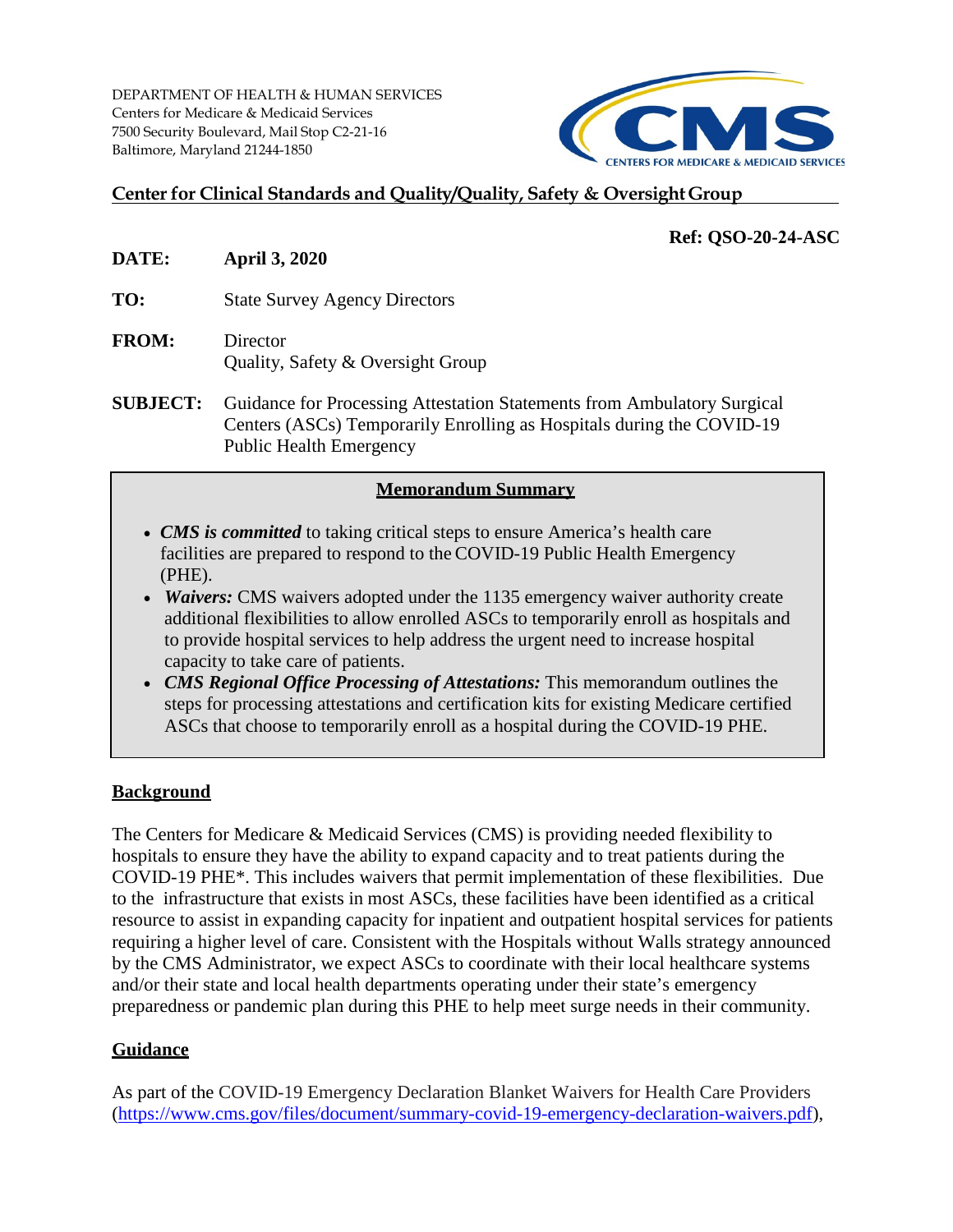DEPARTMENT OF HEALTH & HUMAN SERVICES
Centers for Medicare & Medicaid Services
7500 Security Boulevard, Mail Stop C2-21-16
Baltimore, Maryland 21244-1850

**Center for Clinical Standards and Quality/Quality, Safety & Oversight Group**

**Ref: QSO-20-24-ASC**

**DATE:** **April 3, 2020**

**TO:** State Survey Agency Directors

**FROM:** Director
Quality, Safety & Oversight Group

**SUBJECT:** Guidance for Processing Attestation Statements from Ambulatory Surgical Centers (ASCs) Temporarily Enrolling as Hospitals during the COVID-19 Public Health Emergency

## Memorandum Summary

- ***CMS is committed*** to taking critical steps to ensure America's health care facilities are prepared to respond to the COVID-19 Public Health Emergency (PHE).
- ***Waivers:*** CMS waivers adopted under the 1135 emergency waiver authority create additional flexibilities to allow enrolled ASCs to temporarily enroll as hospitals and to provide hospital services to help address the urgent need to increase hospital capacity to take care of patients.
- ***CMS Regional Office Processing of Attestations:*** This memorandum outlines the steps for processing attestations and certification kits for existing Medicare certified ASCs that choose to temporarily enroll as a hospital during the COVID-19 PHE.

## Background

The Centers for Medicare & Medicaid Services (CMS) is providing needed flexibility to hospitals to ensure they have the ability to expand capacity and to treat patients during the COVID-19 PHE*. This includes waivers that permit implementation of these flexibilities. Due to the infrastructure that exists in most ASCs, these facilities have been identified as a critical resource to assist in expanding capacity for inpatient and outpatient hospital services for patients requiring a higher level of care. Consistent with the Hospitals without Walls strategy announced by the CMS Administrator, we expect ASCs to coordinate with their local healthcare systems and/or their state and local health departments operating under their state's emergency preparedness or pandemic plan during this PHE to help meet surge needs in their community.

## Guidance

As part of the COVID-19 Emergency Declaration Blanket Waivers for Health Care Providers (https://www.cms.gov/files/document/summary-covid-19-emergency-declaration-waivers.pdf),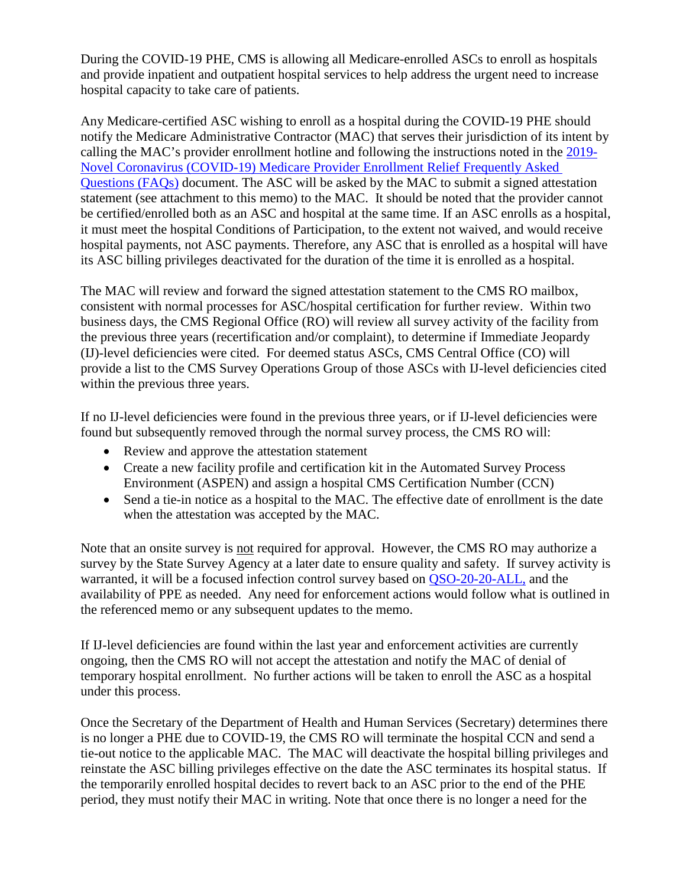During the COVID-19 PHE, CMS is allowing all Medicare-enrolled ASCs to enroll as hospitals and provide inpatient and outpatient hospital services to help address the urgent need to increase hospital capacity to take care of patients.

Any Medicare-certified ASC wishing to enroll as a hospital during the COVID-19 PHE should notify the Medicare Administrative Contractor (MAC) that serves their jurisdiction of its intent by calling the MAC's provider enrollment hotline and following the instructions noted in the [2019-Novel Coronavirus (COVID-19) Medicare Provider Enrollment Relief Frequently Asked Questions (FAQs)]() document. The ASC will be asked by the MAC to submit a signed attestation statement (see attachment to this memo) to the MAC. It should be noted that the provider cannot be certified/enrolled both as an ASC and hospital at the same time. If an ASC enrolls as a hospital, it must meet the hospital Conditions of Participation, to the extent not waived, and would receive hospital payments, not ASC payments. Therefore, any ASC that is enrolled as a hospital will have its ASC billing privileges deactivated for the duration of the time it is enrolled as a hospital.

The MAC will review and forward the signed attestation statement to the CMS RO mailbox, consistent with normal processes for ASC/hospital certification for further review. Within two business days, the CMS Regional Office (RO) will review all survey activity of the facility from the previous three years (recertification and/or complaint), to determine if Immediate Jeopardy (IJ)-level deficiencies were cited. For deemed status ASCs, CMS Central Office (CO) will provide a list to the CMS Survey Operations Group of those ASCs with IJ-level deficiencies cited within the previous three years.

If no IJ-level deficiencies were found in the previous three years, or if IJ-level deficiencies were found but subsequently removed through the normal survey process, the CMS RO will:

- Review and approve the attestation statement
- Create a new facility profile and certification kit in the Automated Survey Process Environment (ASPEN) and assign a hospital CMS Certification Number (CCN)
- Send a tie-in notice as a hospital to the MAC. The effective date of enrollment is the date when the attestation was accepted by the MAC.

Note that an onsite survey is <u>not</u> required for approval. However, the CMS RO may authorize a survey by the State Survey Agency at a later date to ensure quality and safety. If survey activity is warranted, it will be a focused infection control survey based on [QSO-20-20-ALL,]() and the availability of PPE as needed. Any need for enforcement actions would follow what is outlined in the referenced memo or any subsequent updates to the memo.

If IJ-level deficiencies are found within the last year and enforcement activities are currently ongoing, then the CMS RO will not accept the attestation and notify the MAC of denial of temporary hospital enrollment. No further actions will be taken to enroll the ASC as a hospital under this process.

Once the Secretary of the Department of Health and Human Services (Secretary) determines there is no longer a PHE due to COVID-19, the CMS RO will terminate the hospital CCN and send a tie-out notice to the applicable MAC. The MAC will deactivate the hospital billing privileges and reinstate the ASC billing privileges effective on the date the ASC terminates its hospital status. If the temporarily enrolled hospital decides to revert back to an ASC prior to the end of the PHE period, they must notify their MAC in writing. Note that once there is no longer a need for the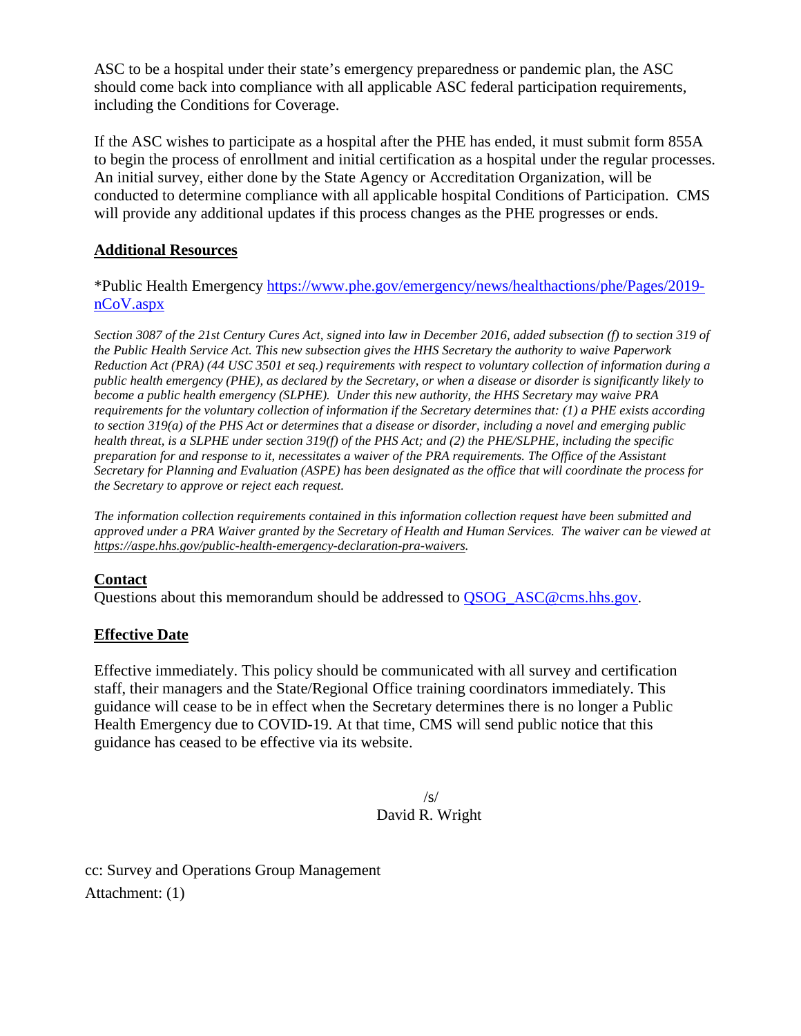ASC to be a hospital under their state's emergency preparedness or pandemic plan, the ASC should come back into compliance with all applicable ASC federal participation requirements, including the Conditions for Coverage.

If the ASC wishes to participate as a hospital after the PHE has ended, it must submit form 855A to begin the process of enrollment and initial certification as a hospital under the regular processes. An initial survey, either done by the State Agency or Accreditation Organization, will be conducted to determine compliance with all applicable hospital Conditions of Participation. CMS will provide any additional updates if this process changes as the PHE progresses or ends.

## Additional Resources

*Public Health Emergency [https://www.phe.gov/emergency/news/healthactions/phe/Pages/2019-nCoV.aspx](https://www.phe.gov/emergency/news/healthactions/phe/Pages/2019-nCoV.aspx)

*Section 3087 of the 21st Century Cures Act, signed into law in December 2016, added subsection (f) to section 319 of the Public Health Service Act. This new subsection gives the HHS Secretary the authority to waive Paperwork Reduction Act (PRA) (44 USC 3501 et seq.) requirements with respect to voluntary collection of information during a public health emergency (PHE), as declared by the Secretary, or when a disease or disorder is significantly likely to become a public health emergency (SLPHE). Under this new authority, the HHS Secretary may waive PRA requirements for the voluntary collection of information if the Secretary determines that: (1) a PHE exists according to section 319(a) of the PHS Act or determines that a disease or disorder, including a novel and emerging public health threat, is a SLPHE under section 319(f) of the PHS Act; and (2) the PHE/SLPHE, including the specific preparation for and response to it, necessitates a waiver of the PRA requirements. The Office of the Assistant Secretary for Planning and Evaluation (ASPE) has been designated as the office that will coordinate the process for the Secretary to approve or reject each request.*

*The information collection requirements contained in this information collection request have been submitted and approved under a PRA Waiver granted by the Secretary of Health and Human Services. The waiver can be viewed at https://aspe.hhs.gov/public-health-emergency-declaration-pra-waivers.*

## Contact

Questions about this memorandum should be addressed to [QSOG_ASC@cms.hhs.gov](mailto:QSOG_ASC@cms.hhs.gov).

## Effective Date

Effective immediately. This policy should be communicated with all survey and certification staff, their managers and the State/Regional Office training coordinators immediately. This guidance will cease to be in effect when the Secretary determines there is no longer a Public Health Emergency due to COVID-19. At that time, CMS will send public notice that this guidance has ceased to be effective via its website.

/s/
David R. Wright

cc: Survey and Operations Group Management
Attachment: (1)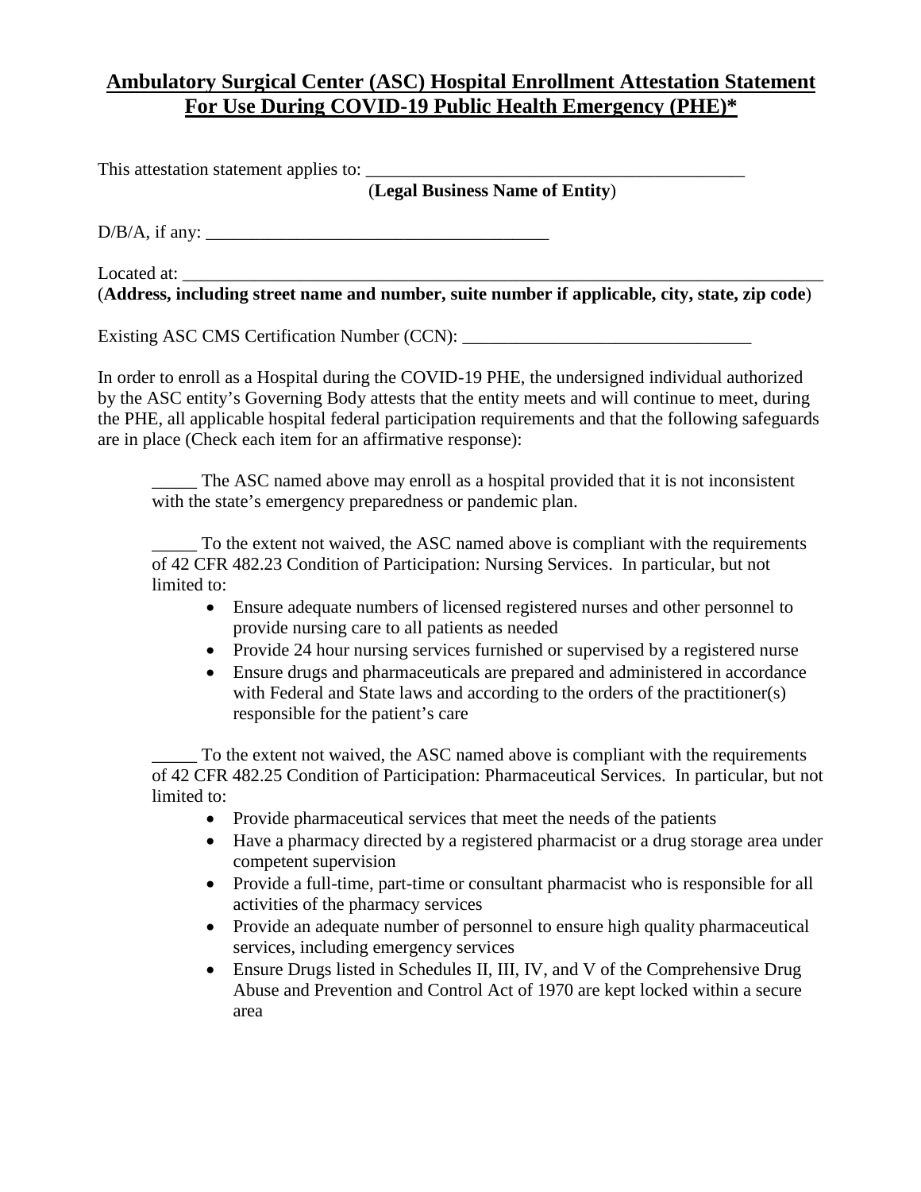# Ambulatory Surgical Center (ASC) Hospital Enrollment Attestation Statement For Use During COVID-19 Public Health Emergency (PHE)*

This attestation statement applies to: ___________________________________________
(**Legal Business Name of Entity**)

D/B/A, if any: ______________________________________

Located at: ___________________________________________________________________________
(**Address, including street name and number, suite number if applicable, city, state, zip code**)

Existing ASC CMS Certification Number (CCN): ________________________________

In order to enroll as a Hospital during the COVID-19 PHE, the undersigned individual authorized by the ASC entity's Governing Body attests that the entity meets and will continue to meet, during the PHE, all applicable hospital federal participation requirements and that the following safeguards are in place (Check each item for an affirmative response):

_____ The ASC named above may enroll as a hospital provided that it is not inconsistent with the state's emergency preparedness or pandemic plan.

_____ To the extent not waived, the ASC named above is compliant with the requirements of 42 CFR 482.23 Condition of Participation: Nursing Services. In particular, but not limited to:

- Ensure adequate numbers of licensed registered nurses and other personnel to provide nursing care to all patients as needed
- Provide 24 hour nursing services furnished or supervised by a registered nurse
- Ensure drugs and pharmaceuticals are prepared and administered in accordance with Federal and State laws and according to the orders of the practitioner(s) responsible for the patient's care

_____ To the extent not waived, the ASC named above is compliant with the requirements of 42 CFR 482.25 Condition of Participation: Pharmaceutical Services. In particular, but not limited to:

- Provide pharmaceutical services that meet the needs of the patients
- Have a pharmacy directed by a registered pharmacist or a drug storage area under competent supervision
- Provide a full-time, part-time or consultant pharmacist who is responsible for all activities of the pharmacy services
- Provide an adequate number of personnel to ensure high quality pharmaceutical services, including emergency services
- Ensure Drugs listed in Schedules II, III, IV, and V of the Comprehensive Drug Abuse and Prevention and Control Act of 1970 are kept locked within a secure area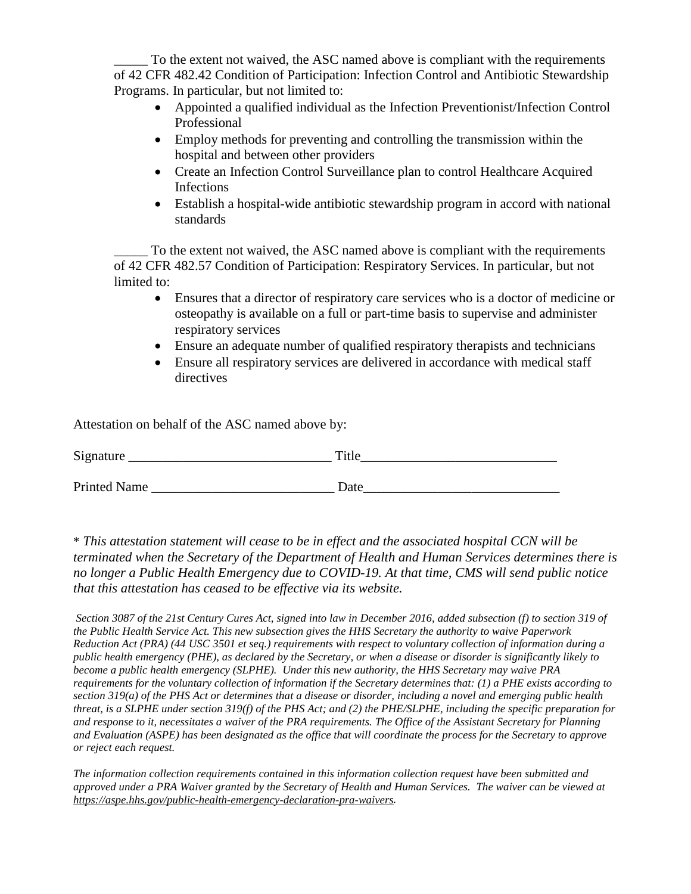_____ To the extent not waived, the ASC named above is compliant with the requirements of 42 CFR 482.42 Condition of Participation: Infection Control and Antibiotic Stewardship Programs. In particular, but not limited to:

- Appointed a qualified individual as the Infection Preventionist/Infection Control Professional
- Employ methods for preventing and controlling the transmission within the hospital and between other providers
- Create an Infection Control Surveillance plan to control Healthcare Acquired Infections
- Establish a hospital-wide antibiotic stewardship program in accord with national standards

_____ To the extent not waived, the ASC named above is compliant with the requirements of 42 CFR 482.57 Condition of Participation: Respiratory Services. In particular, but not limited to:

- Ensures that a director of respiratory care services who is a doctor of medicine or osteopathy is available on a full or part-time basis to supervise and administer respiratory services
- Ensure an adequate number of qualified respiratory therapists and technicians
- Ensure all respiratory services are delivered in accordance with medical staff directives

Attestation on behalf of the ASC named above by:

Signature ______________________________ Title_____________________________

Printed Name ___________________________ Date_____________________________

\* *This attestation statement will cease to be in effect and the associated hospital CCN will be terminated when the Secretary of the Department of Health and Human Services determines there is no longer a Public Health Emergency due to COVID-19. At that time, CMS will send public notice that this attestation has ceased to be effective via its website.*

*Section 3087 of the 21st Century Cures Act, signed into law in December 2016, added subsection (f) to section 319 of the Public Health Service Act. This new subsection gives the HHS Secretary the authority to waive Paperwork Reduction Act (PRA) (44 USC 3501 et seq.) requirements with respect to voluntary collection of information during a public health emergency (PHE), as declared by the Secretary, or when a disease or disorder is significantly likely to become a public health emergency (SLPHE). Under this new authority, the HHS Secretary may waive PRA requirements for the voluntary collection of information if the Secretary determines that: (1) a PHE exists according to section 319(a) of the PHS Act or determines that a disease or disorder, including a novel and emerging public health threat, is a SLPHE under section 319(f) of the PHS Act; and (2) the PHE/SLPHE, including the specific preparation for and response to it, necessitates a waiver of the PRA requirements. The Office of the Assistant Secretary for Planning and Evaluation (ASPE) has been designated as the office that will coordinate the process for the Secretary to approve or reject each request.*

*The information collection requirements contained in this information collection request have been submitted and approved under a PRA Waiver granted by the Secretary of Health and Human Services. The waiver can be viewed at https://aspe.hhs.gov/public-health-emergency-declaration-pra-waivers.*